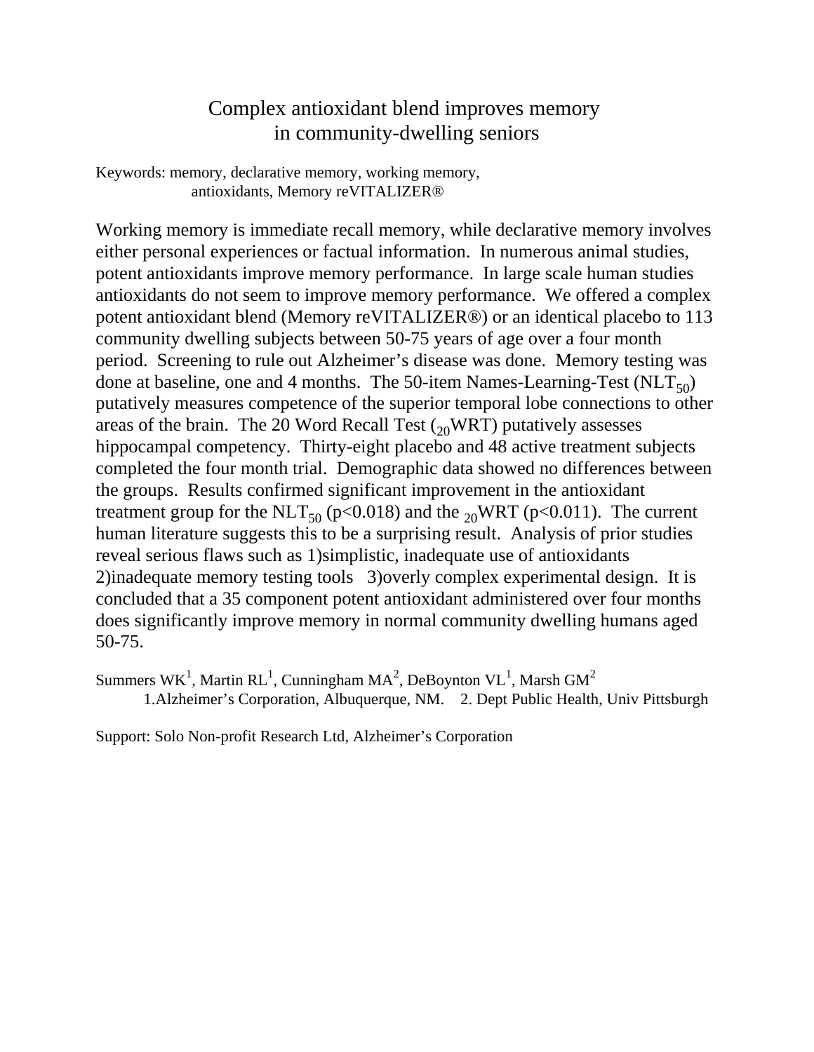# Complex antioxidant blend improves memory in community-dwelling seniors

Keywords: memory, declarative memory, working memory, antioxidants, Memory reVITALIZER®

Working memory is immediate recall memory, while declarative memory involves either personal experiences or factual information. In numerous animal studies, potent antioxidants improve memory performance. In large scale human studies antioxidants do not seem to improve memory performance. We offered a complex potent antioxidant blend (Memory reVITALIZER®) or an identical placebo to 113 community dwelling subjects between 50-75 years of age over a four month period. Screening to rule out Alzheimer's disease was done. Memory testing was done at baseline, one and 4 months. The 50-item Names-Learning-Test ($NLT_{50}$) putatively measures competence of the superior temporal lobe connections to other areas of the brain. The 20 Word Recall Test ($_{20}WRT$) putatively assesses hippocampal competency. Thirty-eight placebo and 48 active treatment subjects completed the four month trial. Demographic data showed no differences between the groups. Results confirmed significant improvement in the antioxidant treatment group for the $NLT_{50}$ ($p<0.018$) and the $_{20}WRT$ ($p<0.011$). The current human literature suggests this to be a surprising result. Analysis of prior studies reveal serious flaws such as 1)simplistic, inadequate use of antioxidants 2)inadequate memory testing tools 3)overly complex experimental design. It is concluded that a 35 component potent antioxidant administered over four months does significantly improve memory in normal community dwelling humans aged 50-75.

Summers WK[1], Martin RL[1], Cunningham MA[2], DeBoynton VL[1], Marsh GM[2]

1.Alzheimer's Corporation, Albuquerque, NM. 2. Dept Public Health, Univ Pittsburgh

Support: Solo Non-profit Research Ltd, Alzheimer's Corporation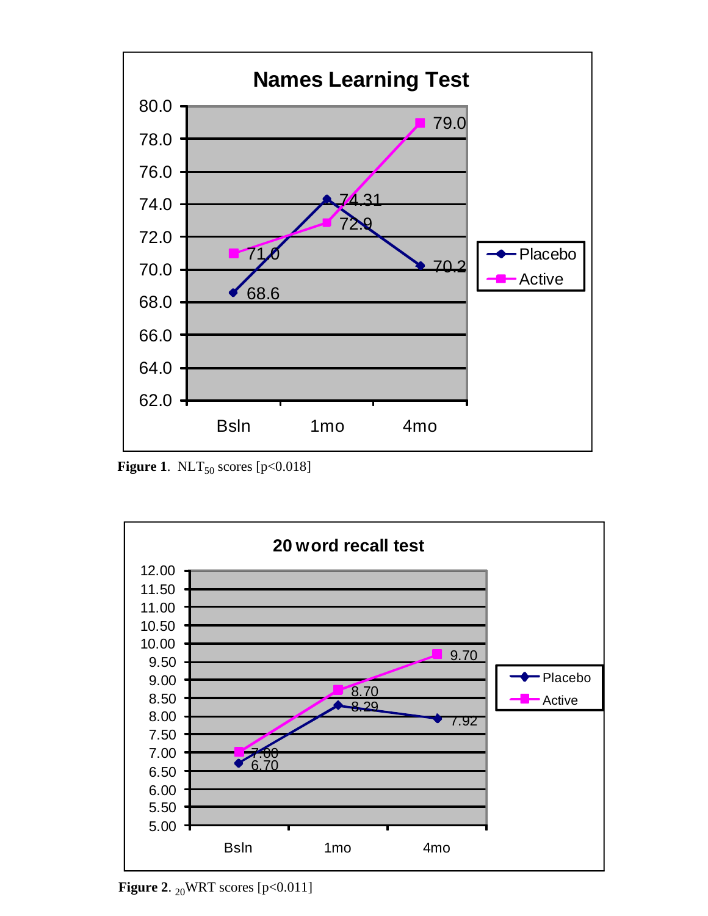Names Learning Test

80.0
78.0
76.0
74.0
72.0
70.0
68.0
66.0
64.0
62.0

Bsln
1mo
4mo

79.0
74.31
72.9
71.0
70.2
68.6

Placebo
Active

**Figure 1**. $NLT_{50}$ scores [p<0.018]

20 word recall test

12.00
11.50
11.00
10.50
10.00
9.50
9.00
8.50
8.00
7.50
7.00
6.50
6.00
5.50
5.00

Bsln
1mo
4mo

9.70
8.70
8.29
7.92
7.00
6.70

Placebo
Active

**Figure 2**. $_{20}WRT$ scores [p<0.011]